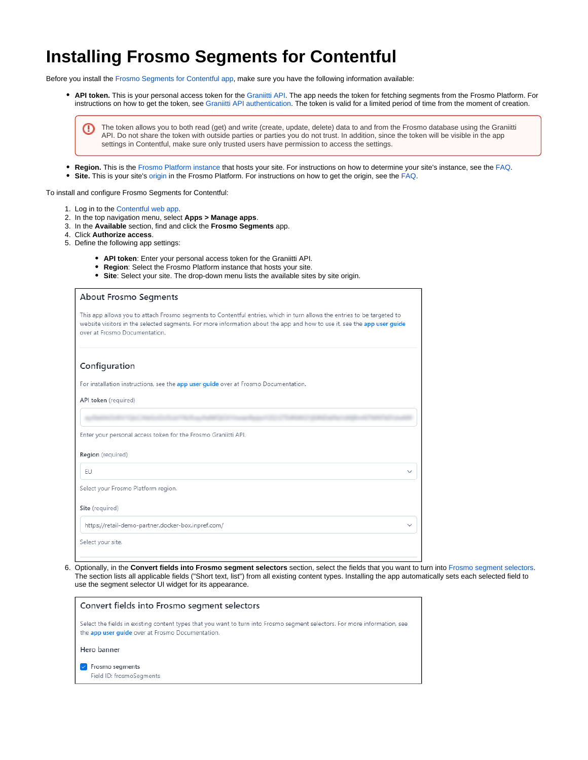# Installing Frosmo Segments for Contentful

Before you install the Frosmo Segments for Contentful app, make sure you have the following information available:

- **API token.** This is your personal access token for the Graniitti API. The app needs the token for fetching segments from the Frosmo Platform. For instructions on how to get the token, see Graniitti API authentication. The token is valid for a limited period of time from the moment of creation.

> The token allows you to both read (get) and write (create, update, delete) data to and from the Frosmo database using the Graniitti API. Do not share the token with outside parties or parties you do not trust. In addition, since the token will be visible in the app settings in Contentful, make sure only trusted users have permission to access the settings.

- **Region.** This is the Frosmo Platform instance that hosts your site. For instructions on how to determine your site's instance, see the FAQ.
- **Site.** This is your site's origin in the Frosmo Platform. For instructions on how to get the origin, see the FAQ.

To install and configure Frosmo Segments for Contentful:

1. Log in to the Contentful web app.
2. In the top navigation menu, select **Apps > Manage apps**.
3. In the **Available** section, find and click the **Frosmo Segments** app.
4. Click **Authorize access**.
5. Define the following app settings:
   - **API token**: Enter your personal access token for the Graniitti API.
   - **Region**: Select the Frosmo Platform instance that hosts your site.
   - **Site**: Select your site. The drop-down menu lists the available sites by site origin.

   > **About Frosmo Segments**
   >
   > This app allows you to attach Frosmo segments to Contentful entries, which in turn allows the entries to be targeted to website visitors in the selected segments. For more information about the app and how to use it, see the app user guide over at Frosmo Documentation.
   >
   > **Configuration**
   >
   > For installation instructions, see the app user guide over at Frosmo Documentation.
   >
   > API token (required)
   >
   > Enter your personal access token for the Frosmo Graniitti API.
   >
   > Region (required)
   >
   > EU
   >
   > Select your Frosmo Platform region.
   >
   > Site (required)
   >
   > https://retail-demo-partner.docker-box.inpref.com/
   >
   > Select your site.

6. Optionally, in the **Convert fields into Frosmo segment selectors** section, select the fields that you want to turn into Frosmo segment selectors. The section lists all applicable fields ("Short text, list") from all existing content types. Installing the app automatically sets each selected field to use the segment selector UI widget for its appearance.

   > **Convert fields into Frosmo segment selectors**
   >
   > Select the fields in existing content types that you want to turn into Frosmo segment selectors. For more information, see the app user guide over at Frosmo Documentation.
   >
   > Hero banner
   >
   > ☑ Frosmo segments
   > Field ID: frosmoSegments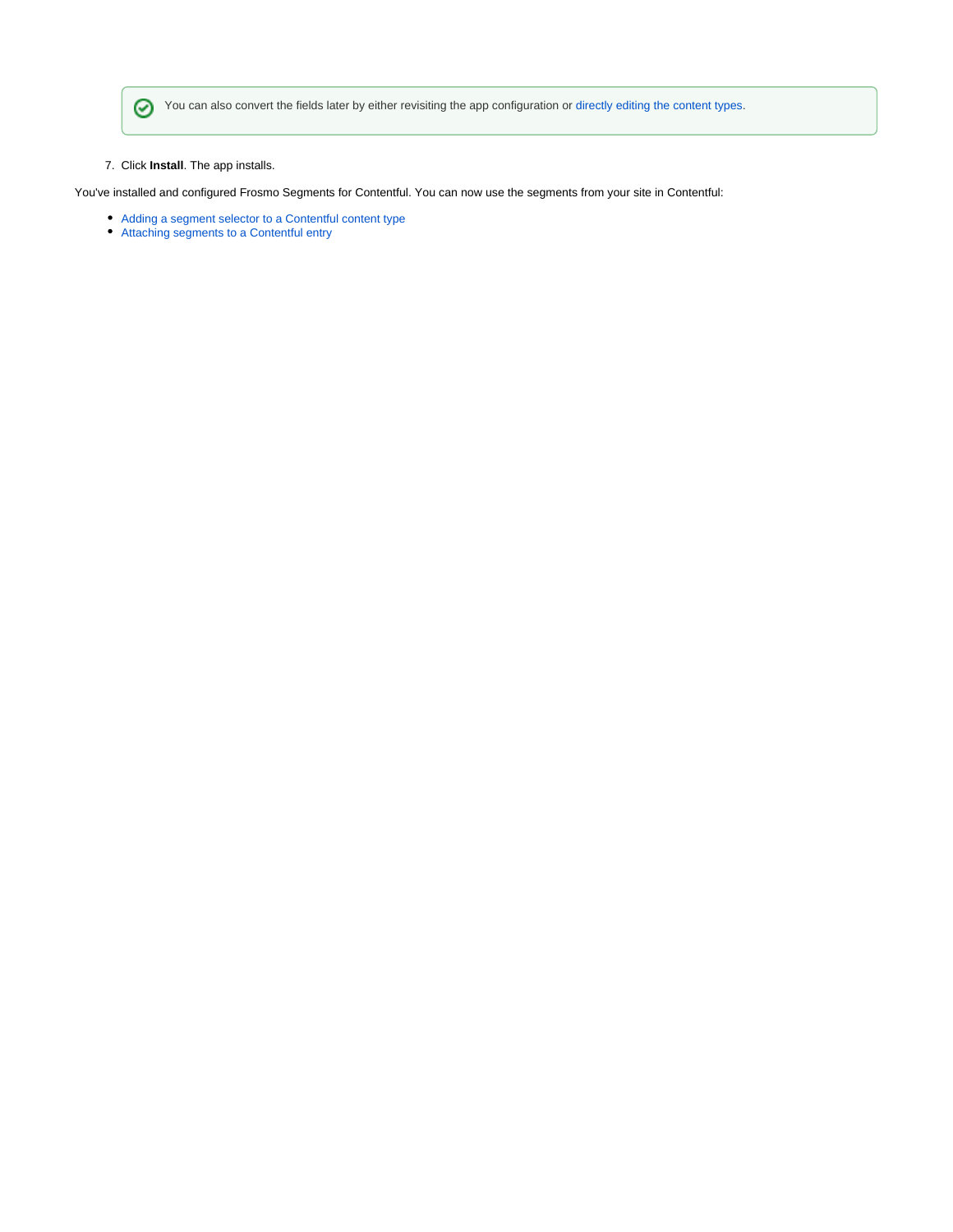> You can also convert the fields later by either revisiting the app configuration or directly editing the content types.

7. Click **Install**. The app installs.

You've installed and configured Frosmo Segments for Contentful. You can now use the segments from your site in Contentful:

- Adding a segment selector to a Contentful content type
- Attaching segments to a Contentful entry